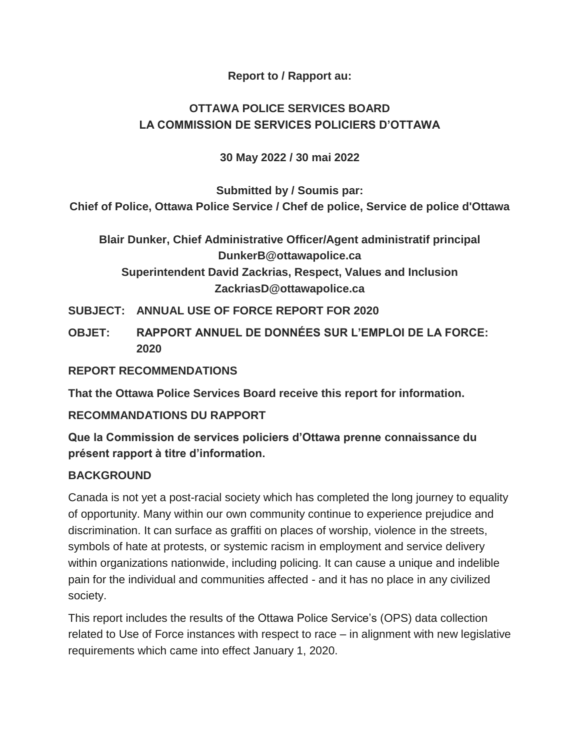**Report to / Rapport au:**

**OTTAWA POLICE SERVICES BOARD**
**LA COMMISSION DE SERVICES POLICIERS D'OTTAWA**

**30 May 2022 / 30 mai 2022**

**Submitted by / Soumis par:**
**Chief of Police, Ottawa Police Service / Chef de police, Service de police d'Ottawa**

**Blair Dunker, Chief Administrative Officer/Agent administratif principal**
**DunkerB@ottawapolice.ca**
**Superintendent David Zackrias, Respect, Values and Inclusion**
**ZackriasD@ottawapolice.ca**

**SUBJECT: ANNUAL USE OF FORCE REPORT FOR 2020**

**OBJET: RAPPORT ANNUEL DE DONNÉES SUR L'EMPLOI DE LA FORCE: 2020**

## REPORT RECOMMENDATIONS

**That the Ottawa Police Services Board receive this report for information.**

## RECOMMANDATIONS DU RAPPORT

**Que la Commission de services policiers d'Ottawa prenne connaissance du présent rapport à titre d'information.**

## BACKGROUND

Canada is not yet a post-racial society which has completed the long journey to equality of opportunity. Many within our own community continue to experience prejudice and discrimination. It can surface as graffiti on places of worship, violence in the streets, symbols of hate at protests, or systemic racism in employment and service delivery within organizations nationwide, including policing. It can cause a unique and indelible pain for the individual and communities affected - and it has no place in any civilized society.

This report includes the results of the Ottawa Police Service's (OPS) data collection related to Use of Force instances with respect to race – in alignment with new legislative requirements which came into effect January 1, 2020.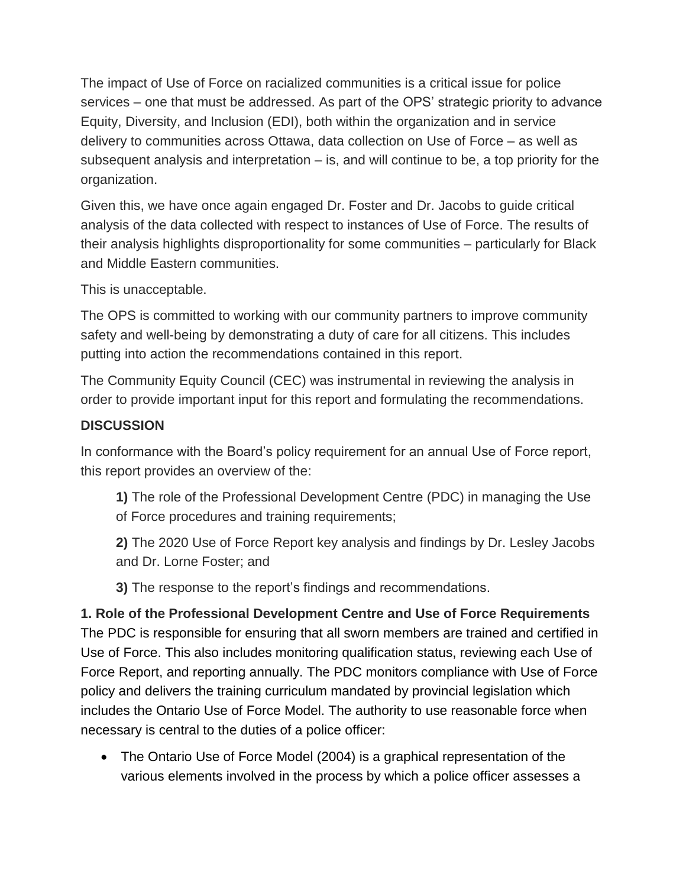The impact of Use of Force on racialized communities is a critical issue for police services – one that must be addressed. As part of the OPS' strategic priority to advance Equity, Diversity, and Inclusion (EDI), both within the organization and in service delivery to communities across Ottawa, data collection on Use of Force – as well as subsequent analysis and interpretation – is, and will continue to be, a top priority for the organization.

Given this, we have once again engaged Dr. Foster and Dr. Jacobs to guide critical analysis of the data collected with respect to instances of Use of Force. The results of their analysis highlights disproportionality for some communities – particularly for Black and Middle Eastern communities.

This is unacceptable.

The OPS is committed to working with our community partners to improve community safety and well-being by demonstrating a duty of care for all citizens. This includes putting into action the recommendations contained in this report.

The Community Equity Council (CEC) was instrumental in reviewing the analysis in order to provide important input for this report and formulating the recommendations.

## DISCUSSION

In conformance with the Board's policy requirement for an annual Use of Force report, this report provides an overview of the:

> **1)** The role of the Professional Development Centre (PDC) in managing the Use of Force procedures and training requirements;
>
> **2)** The 2020 Use of Force Report key analysis and findings by Dr. Lesley Jacobs and Dr. Lorne Foster; and
>
> **3)** The response to the report's findings and recommendations.

### 1. Role of the Professional Development Centre and Use of Force Requirements

The PDC is responsible for ensuring that all sworn members are trained and certified in Use of Force. This also includes monitoring qualification status, reviewing each Use of Force Report, and reporting annually. The PDC monitors compliance with Use of Force policy and delivers the training curriculum mandated by provincial legislation which includes the Ontario Use of Force Model. The authority to use reasonable force when necessary is central to the duties of a police officer:

- The Ontario Use of Force Model (2004) is a graphical representation of the various elements involved in the process by which a police officer assesses a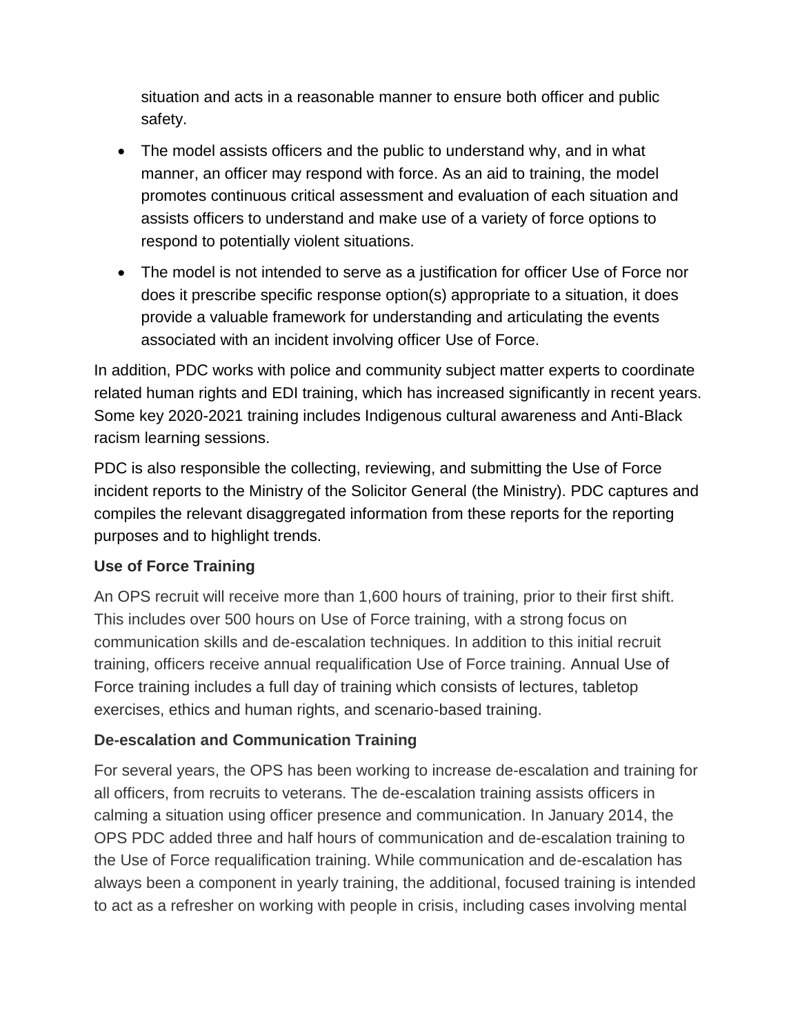situation and acts in a reasonable manner to ensure both officer and public safety.

- The model assists officers and the public to understand why, and in what manner, an officer may respond with force. As an aid to training, the model promotes continuous critical assessment and evaluation of each situation and assists officers to understand and make use of a variety of force options to respond to potentially violent situations.
- The model is not intended to serve as a justification for officer Use of Force nor does it prescribe specific response option(s) appropriate to a situation, it does provide a valuable framework for understanding and articulating the events associated with an incident involving officer Use of Force.

In addition, PDC works with police and community subject matter experts to coordinate related human rights and EDI training, which has increased significantly in recent years. Some key 2020-2021 training includes Indigenous cultural awareness and Anti-Black racism learning sessions.

PDC is also responsible the collecting, reviewing, and submitting the Use of Force incident reports to the Ministry of the Solicitor General (the Ministry). PDC captures and compiles the relevant disaggregated information from these reports for the reporting purposes and to highlight trends.

**Use of Force Training**

An OPS recruit will receive more than 1,600 hours of training, prior to their first shift. This includes over 500 hours on Use of Force training, with a strong focus on communication skills and de-escalation techniques. In addition to this initial recruit training, officers receive annual requalification Use of Force training. Annual Use of Force training includes a full day of training which consists of lectures, tabletop exercises, ethics and human rights, and scenario-based training.

**De-escalation and Communication Training**

For several years, the OPS has been working to increase de-escalation and training for all officers, from recruits to veterans. The de-escalation training assists officers in calming a situation using officer presence and communication. In January 2014, the OPS PDC added three and half hours of communication and de-escalation training to the Use of Force requalification training. While communication and de-escalation has always been a component in yearly training, the additional, focused training is intended to act as a refresher on working with people in crisis, including cases involving mental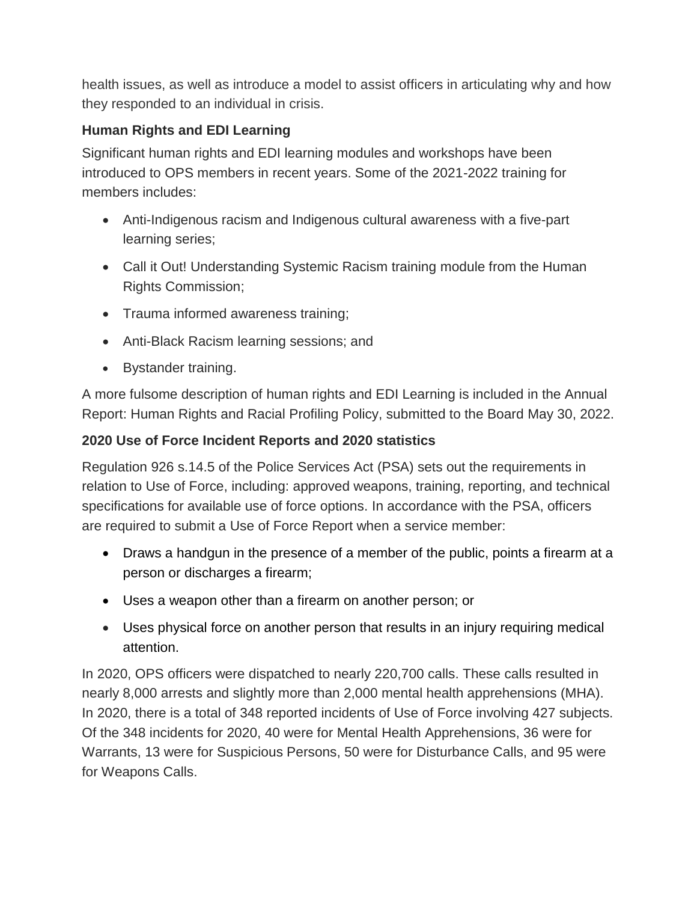health issues, as well as introduce a model to assist officers in articulating why and how they responded to an individual in crisis.

### Human Rights and EDI Learning

Significant human rights and EDI learning modules and workshops have been introduced to OPS members in recent years. Some of the 2021-2022 training for members includes:

- Anti-Indigenous racism and Indigenous cultural awareness with a five-part learning series;
- Call it Out! Understanding Systemic Racism training module from the Human Rights Commission;
- Trauma informed awareness training;
- Anti-Black Racism learning sessions; and
- Bystander training.

A more fulsome description of human rights and EDI Learning is included in the Annual Report: Human Rights and Racial Profiling Policy, submitted to the Board May 30, 2022.

### 2020 Use of Force Incident Reports and 2020 statistics

Regulation 926 s.14.5 of the Police Services Act (PSA) sets out the requirements in relation to Use of Force, including: approved weapons, training, reporting, and technical specifications for available use of force options. In accordance with the PSA, officers are required to submit a Use of Force Report when a service member:

- Draws a handgun in the presence of a member of the public, points a firearm at a person or discharges a firearm;
- Uses a weapon other than a firearm on another person; or
- Uses physical force on another person that results in an injury requiring medical attention.

In 2020, OPS officers were dispatched to nearly 220,700 calls. These calls resulted in nearly 8,000 arrests and slightly more than 2,000 mental health apprehensions (MHA). In 2020, there is a total of 348 reported incidents of Use of Force involving 427 subjects. Of the 348 incidents for 2020, 40 were for Mental Health Apprehensions, 36 were for Warrants, 13 were for Suspicious Persons, 50 were for Disturbance Calls, and 95 were for Weapons Calls.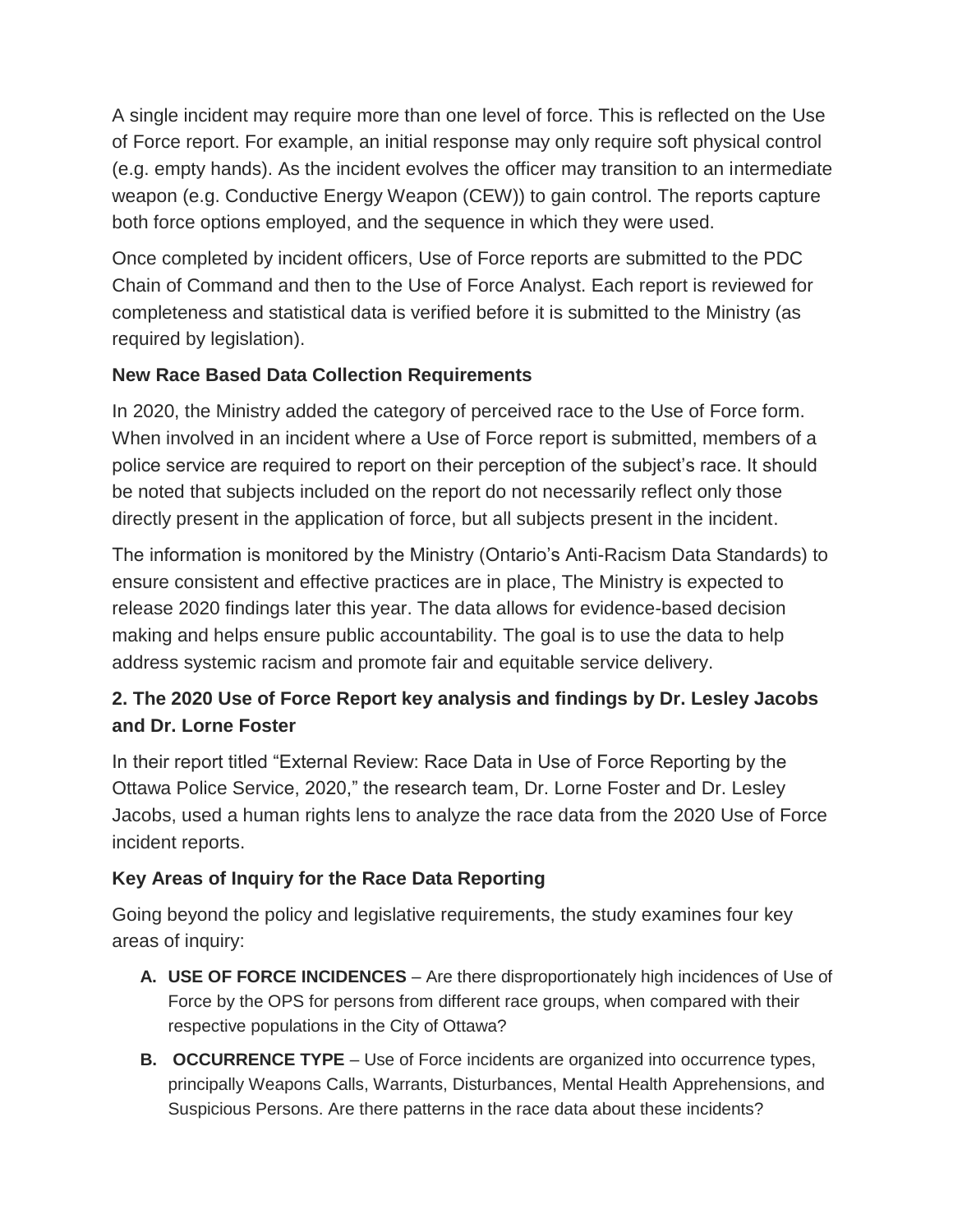A single incident may require more than one level of force. This is reflected on the Use of Force report. For example, an initial response may only require soft physical control (e.g. empty hands). As the incident evolves the officer may transition to an intermediate weapon (e.g. Conductive Energy Weapon (CEW)) to gain control. The reports capture both force options employed, and the sequence in which they were used.

Once completed by incident officers, Use of Force reports are submitted to the PDC Chain of Command and then to the Use of Force Analyst. Each report is reviewed for completeness and statistical data is verified before it is submitted to the Ministry (as required by legislation).

### New Race Based Data Collection Requirements

In 2020, the Ministry added the category of perceived race to the Use of Force form. When involved in an incident where a Use of Force report is submitted, members of a police service are required to report on their perception of the subject's race. It should be noted that subjects included on the report do not necessarily reflect only those directly present in the application of force, but all subjects present in the incident.

The information is monitored by the Ministry (Ontario's Anti-Racism Data Standards) to ensure consistent and effective practices are in place, The Ministry is expected to release 2020 findings later this year. The data allows for evidence-based decision making and helps ensure public accountability. The goal is to use the data to help address systemic racism and promote fair and equitable service delivery.

## 2. The 2020 Use of Force Report key analysis and findings by Dr. Lesley Jacobs and Dr. Lorne Foster

In their report titled "External Review: Race Data in Use of Force Reporting by the Ottawa Police Service, 2020," the research team, Dr. Lorne Foster and Dr. Lesley Jacobs, used a human rights lens to analyze the race data from the 2020 Use of Force incident reports.

### Key Areas of Inquiry for the Race Data Reporting

Going beyond the policy and legislative requirements, the study examines four key areas of inquiry:

A. **USE OF FORCE INCIDENCES** – Are there disproportionately high incidences of Use of Force by the OPS for persons from different race groups, when compared with their respective populations in the City of Ottawa?

B. **OCCURRENCE TYPE** – Use of Force incidents are organized into occurrence types, principally Weapons Calls, Warrants, Disturbances, Mental Health Apprehensions, and Suspicious Persons. Are there patterns in the race data about these incidents?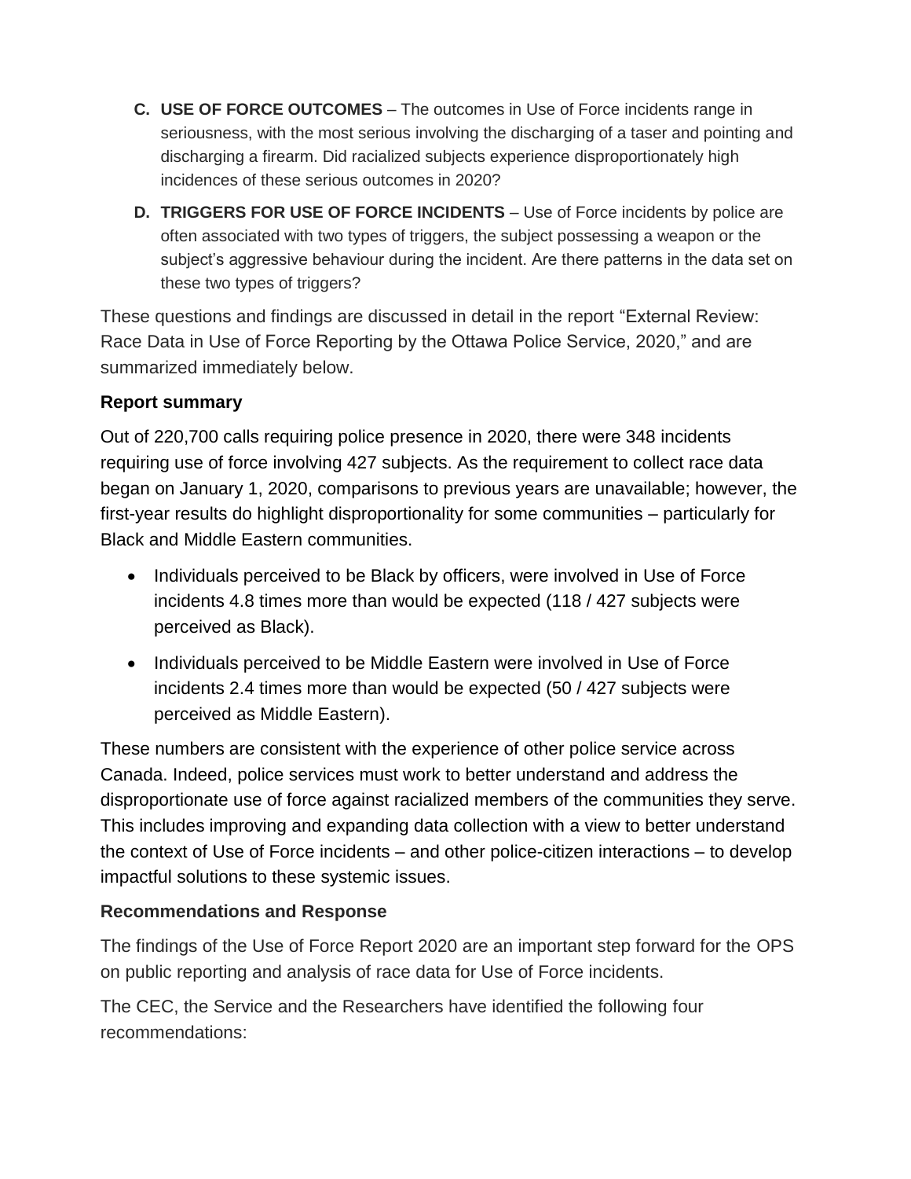C. **USE OF FORCE OUTCOMES** – The outcomes in Use of Force incidents range in seriousness, with the most serious involving the discharging of a taser and pointing and discharging a firearm. Did racialized subjects experience disproportionately high incidences of these serious outcomes in 2020?

D. **TRIGGERS FOR USE OF FORCE INCIDENTS** – Use of Force incidents by police are often associated with two types of triggers, the subject possessing a weapon or the subject's aggressive behaviour during the incident. Are there patterns in the data set on these two types of triggers?

These questions and findings are discussed in detail in the report "External Review: Race Data in Use of Force Reporting by the Ottawa Police Service, 2020," and are summarized immediately below.

**Report summary**

Out of 220,700 calls requiring police presence in 2020, there were 348 incidents requiring use of force involving 427 subjects. As the requirement to collect race data began on January 1, 2020, comparisons to previous years are unavailable; however, the first-year results do highlight disproportionality for some communities – particularly for Black and Middle Eastern communities.

- Individuals perceived to be Black by officers, were involved in Use of Force incidents 4.8 times more than would be expected (118 / 427 subjects were perceived as Black).
- Individuals perceived to be Middle Eastern were involved in Use of Force incidents 2.4 times more than would be expected (50 / 427 subjects were perceived as Middle Eastern).

These numbers are consistent with the experience of other police service across Canada. Indeed, police services must work to better understand and address the disproportionate use of force against racialized members of the communities they serve. This includes improving and expanding data collection with a view to better understand the context of Use of Force incidents – and other police-citizen interactions – to develop impactful solutions to these systemic issues.

**Recommendations and Response**

The findings of the Use of Force Report 2020 are an important step forward for the OPS on public reporting and analysis of race data for Use of Force incidents.

The CEC, the Service and the Researchers have identified the following four recommendations: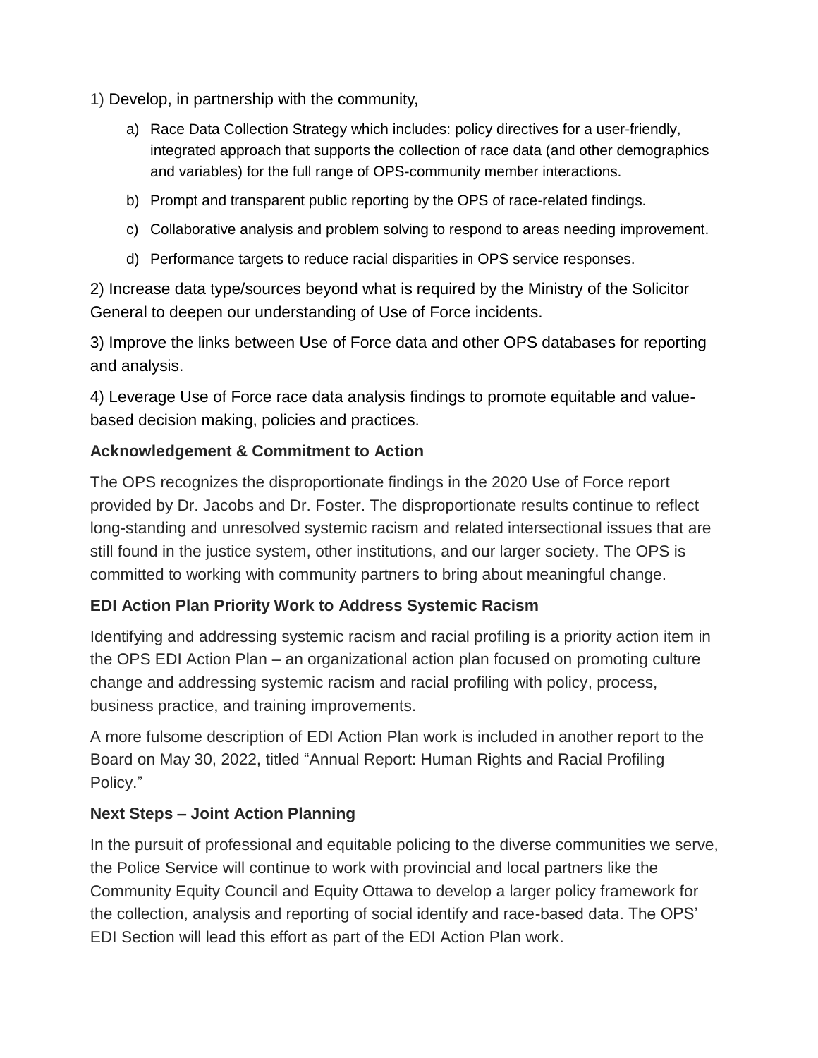1) Develop, in partnership with the community,

a) Race Data Collection Strategy which includes: policy directives for a user-friendly, integrated approach that supports the collection of race data (and other demographics and variables) for the full range of OPS-community member interactions.

b) Prompt and transparent public reporting by the OPS of race-related findings.

c) Collaborative analysis and problem solving to respond to areas needing improvement.

d) Performance targets to reduce racial disparities in OPS service responses.

2) Increase data type/sources beyond what is required by the Ministry of the Solicitor General to deepen our understanding of Use of Force incidents.

3) Improve the links between Use of Force data and other OPS databases for reporting and analysis.

4) Leverage Use of Force race data analysis findings to promote equitable and value-based decision making, policies and practices.

**Acknowledgement & Commitment to Action**

The OPS recognizes the disproportionate findings in the 2020 Use of Force report provided by Dr. Jacobs and Dr. Foster. The disproportionate results continue to reflect long-standing and unresolved systemic racism and related intersectional issues that are still found in the justice system, other institutions, and our larger society. The OPS is committed to working with community partners to bring about meaningful change.

**EDI Action Plan Priority Work to Address Systemic Racism**

Identifying and addressing systemic racism and racial profiling is a priority action item in the OPS EDI Action Plan – an organizational action plan focused on promoting culture change and addressing systemic racism and racial profiling with policy, process, business practice, and training improvements.

A more fulsome description of EDI Action Plan work is included in another report to the Board on May 30, 2022, titled "Annual Report: Human Rights and Racial Profiling Policy."

**Next Steps – Joint Action Planning**

In the pursuit of professional and equitable policing to the diverse communities we serve, the Police Service will continue to work with provincial and local partners like the Community Equity Council and Equity Ottawa to develop a larger policy framework for the collection, analysis and reporting of social identify and race-based data. The OPS' EDI Section will lead this effort as part of the EDI Action Plan work.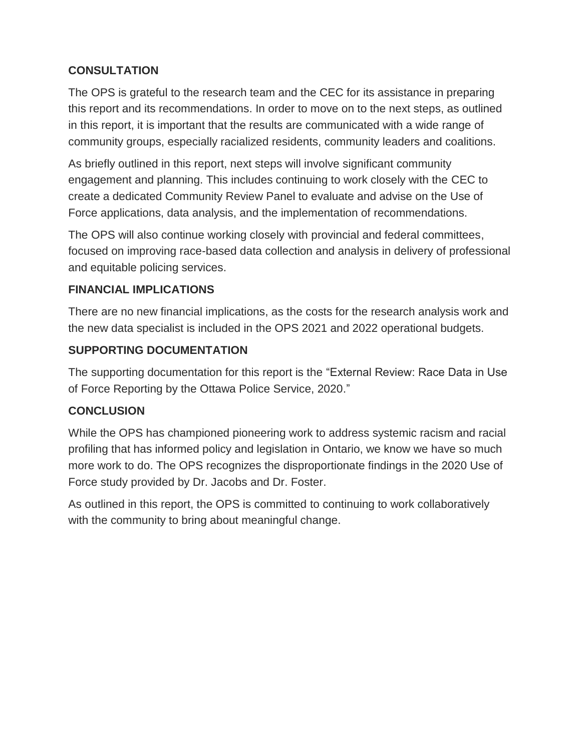## CONSULTATION

The OPS is grateful to the research team and the CEC for its assistance in preparing this report and its recommendations. In order to move on to the next steps, as outlined in this report, it is important that the results are communicated with a wide range of community groups, especially racialized residents, community leaders and coalitions.

As briefly outlined in this report, next steps will involve significant community engagement and planning. This includes continuing to work closely with the CEC to create a dedicated Community Review Panel to evaluate and advise on the Use of Force applications, data analysis, and the implementation of recommendations.

The OPS will also continue working closely with provincial and federal committees, focused on improving race-based data collection and analysis in delivery of professional and equitable policing services.

## FINANCIAL IMPLICATIONS

There are no new financial implications, as the costs for the research analysis work and the new data specialist is included in the OPS 2021 and 2022 operational budgets.

## SUPPORTING DOCUMENTATION

The supporting documentation for this report is the "External Review: Race Data in Use of Force Reporting by the Ottawa Police Service, 2020."

## CONCLUSION

While the OPS has championed pioneering work to address systemic racism and racial profiling that has informed policy and legislation in Ontario, we know we have so much more work to do. The OPS recognizes the disproportionate findings in the 2020 Use of Force study provided by Dr. Jacobs and Dr. Foster.

As outlined in this report, the OPS is committed to continuing to work collaboratively with the community to bring about meaningful change.